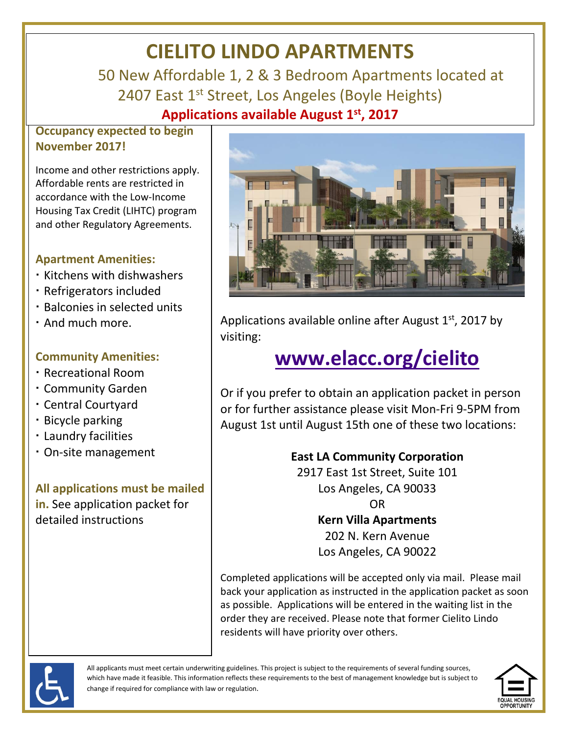# CIELITO LINDO APARTMENTS

50 New Affordable 1, 2 & 3 Bedroom Apartments located at 2407 East 1st Street, Los Angeles (Boyle Heights)

**Applications available August 1st, 2017**

**Occupancy expected to begin November 2017!**

Income and other restrictions apply. Affordable rents are restricted in accordance with the Low-Income Housing Tax Credit (LIHTC) program and other Regulatory Agreements.

### Apartment Amenities:

- Kitchens with dishwashers
- Refrigerators included
- Balconies in selected units
- And much more.

### Community Amenities:

- Recreational Room
- Community Garden
- Central Courtyard
- Bicycle parking
- Laundry facilities
- On-site management

**All applications must be mailed in.** See application packet for detailed instructions

Applications available online after August 1st, 2017 by visiting:

## www.elacc.org/cielito

Or if you prefer to obtain an application packet in person or for further assistance please visit Mon-Fri 9-5PM from August 1st until August 15th one of these two locations:

**East LA Community Corporation**
2917 East 1st Street, Suite 101
Los Angeles, CA 90033

OR

**Kern Villa Apartments**
202 N. Kern Avenue
Los Angeles, CA 90022

Completed applications will be accepted only via mail. Please mail back your application as instructed in the application packet as soon as possible. Applications will be entered in the waiting list in the order they are received. Please note that former Cielito Lindo residents will have priority over others.

All applicants must meet certain underwriting guidelines. This project is subject to the requirements of several funding sources, which have made it feasible. This information reflects these requirements to the best of management knowledge but is subject to change if required for compliance with law or regulation.

EQUAL HOUSING OPPORTUNITY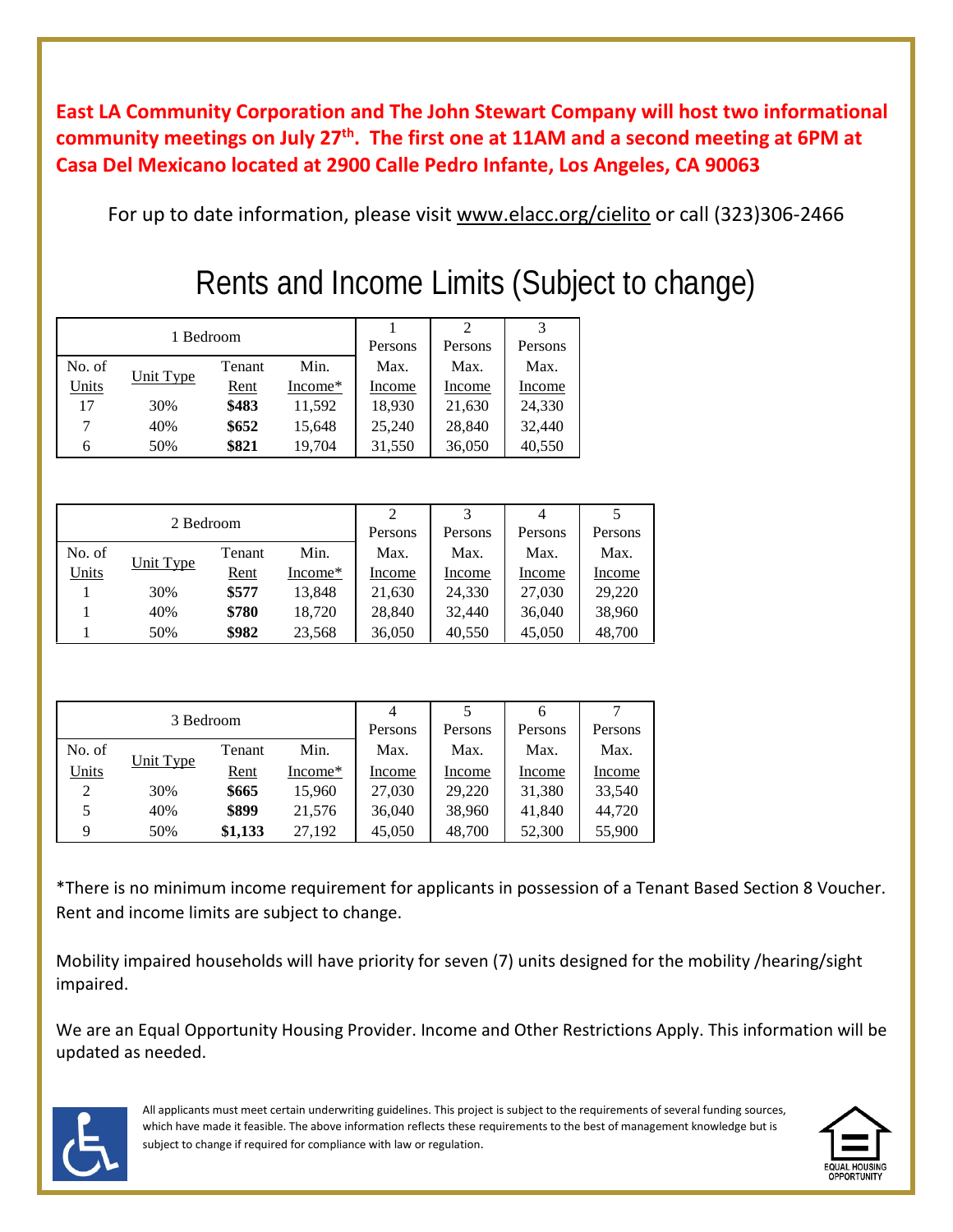**East LA Community Corporation and The John Stewart Company will host two informational community meetings on July 27th. The first one at 11AM and a second meeting at 6PM at Casa Del Mexicano located at 2900 Calle Pedro Infante, Los Angeles, CA 90063**

For up to date information, please visit www.elacc.org/cielito or call (323)306-2466

# Rents and Income Limits (Subject to change)

| 1 Bedroom | | | | 1 Persons | 2 Persons | 3 Persons |
|---|---|---|---|---|---|---|
| No. of Units | Unit Type | Tenant Rent | Min. Income* | Max. Income | Max. Income | Max. Income |
| 17 | 30% | **$483** | 11,592 | 18,930 | 21,630 | 24,330 |
| 7 | 40% | **$652** | 15,648 | 25,240 | 28,840 | 32,440 |
| 6 | 50% | **$821** | 19,704 | 31,550 | 36,050 | 40,550 |

| 2 Bedroom | | | | 2 Persons | 3 Persons | 4 Persons | 5 Persons |
|---|---|---|---|---|---|---|---|
| No. of Units | Unit Type | Tenant Rent | Min. Income* | Max. Income | Max. Income | Max. Income | Max. Income |
| 1 | 30% | **$577** | 13,848 | 21,630 | 24,330 | 27,030 | 29,220 |
| 1 | 40% | **$780** | 18,720 | 28,840 | 32,440 | 36,040 | 38,960 |
| 1 | 50% | **$982** | 23,568 | 36,050 | 40,550 | 45,050 | 48,700 |

| 3 Bedroom | | | | 4 Persons | 5 Persons | 6 Persons | 7 Persons |
|---|---|---|---|---|---|---|---|
| No. of Units | Unit Type | Tenant Rent | Min. Income* | Max. Income | Max. Income | Max. Income | Max. Income |
| 2 | 30% | **$665** | 15,960 | 27,030 | 29,220 | 31,380 | 33,540 |
| 5 | 40% | **$899** | 21,576 | 36,040 | 38,960 | 41,840 | 44,720 |
| 9 | 50% | **$1,133** | 27,192 | 45,050 | 48,700 | 52,300 | 55,900 |

*There is no minimum income requirement for applicants in possession of a Tenant Based Section 8 Voucher. Rent and income limits are subject to change.

Mobility impaired households will have priority for seven (7) units designed for the mobility /hearing/sight impaired.

We are an Equal Opportunity Housing Provider. Income and Other Restrictions Apply. This information will be updated as needed.

All applicants must meet certain underwriting guidelines. This project is subject to the requirements of several funding sources, which have made it feasible. The above information reflects these requirements to the best of management knowledge but is subject to change if required for compliance with law or regulation.

EQUAL HOUSING OPPORTUNITY